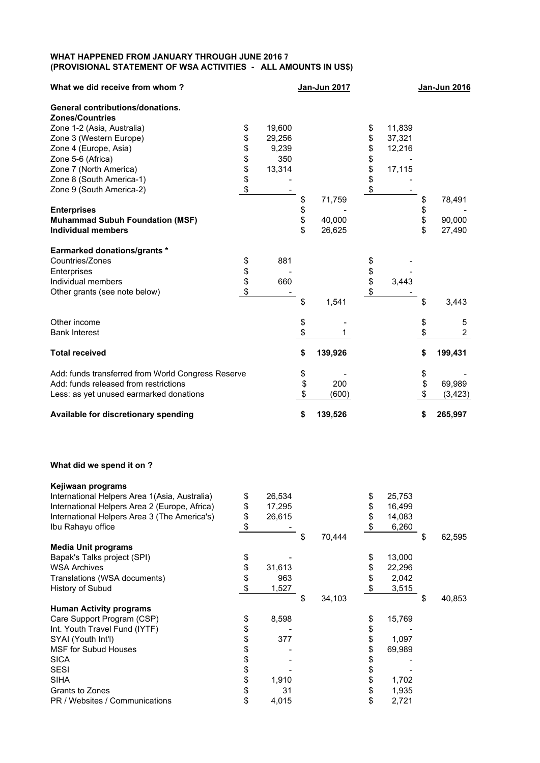**WHAT HAPPENED FROM JANUARY THROUGH JUNE 2016 7**
**(PROVISIONAL STATEMENT OF WSA ACTIVITIES - ALL AMOUNTS IN US$)**

| What we did receive from whom ? | | Jan-Jun 2017 | | Jan-Jun 2016 |
|---|---|---|---|---|
| **General contributions/donations.** | | | | |
| **Zones/Countries** | | | | |
| Zone 1-2 (Asia, Australia) | $ 19,600 | | $ 11,839 | |
| Zone 3 (Western Europe) | $ 29,256 | | $ 37,321 | |
| Zone 4 (Europe, Asia) | $ 9,239 | | $ 12,216 | |
| Zone 5-6 (Africa) | $ 350 | | $ - | |
| Zone 7 (North America) | $ 13,314 | | $ 17,115 | |
| Zone 8 (South America-1) | $ - | | $ - | |
| Zone 9 (South America-2) | $ - | | $ - | |
| | | $ 71,759 | | $ 78,491 |
| **Enterprises** | | $ - | | $ - |
| **Muhammad Subuh Foundation (MSF)** | | $ 40,000 | | $ 90,000 |
| **Individual members** | | $ 26,625 | | $ 27,490 |
| **Earmarked donations/grants *** | | | | |
| Countries/Zones | $ 881 | | $ - | |
| Enterprises | $ - | | $ - | |
| Individual members | $ 660 | | $ 3,443 | |
| Other grants (see note below) | $ - | | $ - | |
| | | $ 1,541 | | $ 3,443 |
| Other income | | $ - | | $ 5 |
| Bank Interest | | $ 1 | | $ 2 |
| **Total received** | | **$ 139,926** | | **$ 199,431** |
| Add: funds transferred from World Congress Reserve | | $ - | | $ - |
| Add: funds released from restrictions | | $ 200 | | $ 69,989 |
| Less: as yet unused earmarked donations | | $ (600) | | $ (3,423) |
| **Available for discretionary spending** | | **$ 139,526** | | **$ 265,997** |

**What did we spend it on ?**

| | | | | |
|---|---|---|---|---|
| **Kejiwaan programs** | | | | |
| International Helpers Area 1(Asia, Australia) | $ 26,534 | | $ 25,753 | |
| International Helpers Area 2 (Europe, Africa) | $ 17,295 | | $ 16,499 | |
| International Helpers Area 3 (The America's) | $ 26,615 | | $ 14,083 | |
| Ibu Rahayu office | $ - | | $ 6,260 | |
| | | $ 70,444 | | $ 62,595 |
| **Media Unit programs** | | | | |
| Bapak's Talks project (SPI) | $ - | | $ 13,000 | |
| WSA Archives | $ 31,613 | | $ 22,296 | |
| Translations (WSA documents) | $ 963 | | $ 2,042 | |
| History of Subud | $ 1,527 | | $ 3,515 | |
| | | $ 34,103 | | $ 40,853 |
| **Human Activity programs** | | | | |
| Care Support Program (CSP) | $ 8,598 | | $ 15,769 | |
| Int. Youth Travel Fund (IYTF) | $ - | | $ - | |
| SYAI (Youth Int'l) | $ 377 | | $ 1,097 | |
| MSF for Subud Houses | $ - | | $ 69,989 | |
| SICA | $ - | | $ - | |
| SESI | $ - | | $ - | |
| SIHA | $ 1,910 | | $ 1,702 | |
| Grants to Zones | $ 31 | | $ 1,935 | |
| PR / Websites / Communications | $ 4,015 | | $ 2,721 | |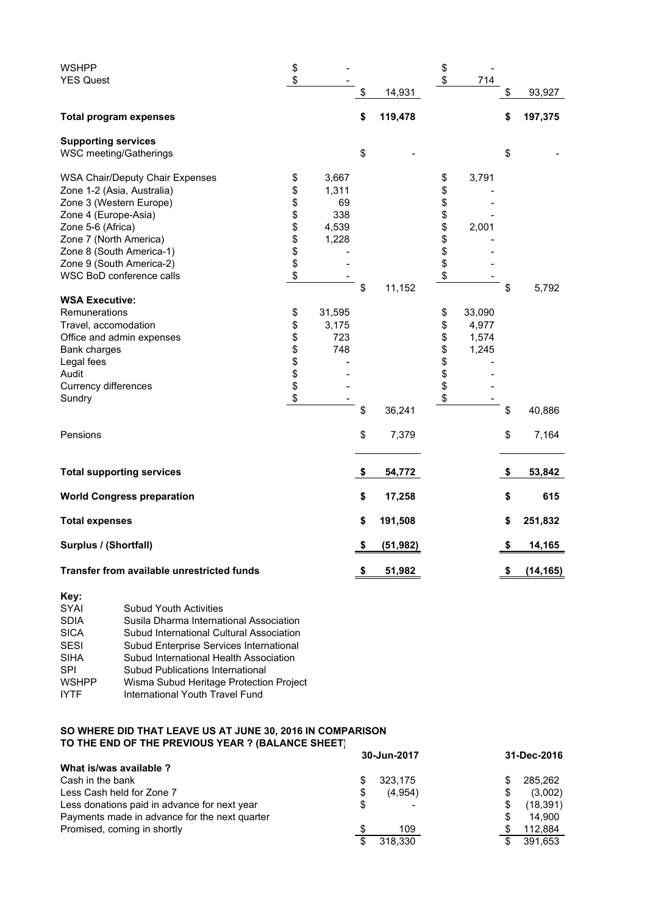| | | | | |
|---|---|---|---|---|
| WSHPP | $ - | | $ - | |
| YES Quest | $ - | $ 14,931 | $ 714 | $ 93,927 |
| **Total program expenses** | | **$ 119,478** | | **$ 197,375** |
| **Supporting services** | | | | |
| WSC meeting/Gatherings | | $ - | | $ - |
| WSA Chair/Deputy Chair Expenses | $ 3,667 | | $ 3,791 | |
| Zone 1-2 (Asia, Australia) | $ 1,311 | | $ - | |
| Zone 3 (Western Europe) | $ 69 | | $ - | |
| Zone 4 (Europe-Asia) | $ 338 | | $ - | |
| Zone 5-6 (Africa) | $ 4,539 | | $ 2,001 | |
| Zone 7 (North America) | $ 1,228 | | $ - | |
| Zone 8 (South America-1) | $ - | | $ - | |
| Zone 9 (South America-2) | $ - | | $ - | |
| WSC BoD conference calls | $ - | $ 11,152 | $ - | $ 5,792 |
| **WSA Executive:** | | | | |
| Remunerations | $ 31,595 | | $ 33,090 | |
| Travel, accomodation | $ 3,175 | | $ 4,977 | |
| Office and admin expenses | $ 723 | | $ 1,574 | |
| Bank charges | $ 748 | | $ 1,245 | |
| Legal fees | $ - | | $ - | |
| Audit | $ - | | $ - | |
| Currency differences | $ - | | $ - | |
| Sundry | $ - | $ 36,241 | $ - | $ 40,886 |
| Pensions | | $ 7,379 | | $ 7,164 |
| **Total supporting services** | | **$ 54,772** | | **$ 53,842** |
| **World Congress preparation** | | **$ 17,258** | | **$ 615** |
| **Total expenses** | | **$ 191,508** | | **$ 251,832** |
| **Surplus / (Shortfall)** | | **$ (51,982)** | | **$ 14,165** |
| **Transfer from available unrestricted funds** | | **$ 51,982** | | **$ (14,165)** |

**Key:**

| | |
|---|---|
| SYAI | Subud Youth Activities |
| SDIA | Susila Dharma International Association |
| SICA | Subud International Cultural Association |
| SESI | Subud Enterprise Services International |
| SIHA | Subud International Health Association |
| SPI | Subud Publications International |
| WSHPP | Wisma Subud Heritage Protection Project |
| IYTF | International Youth Travel Fund |

**SO WHERE DID THAT LEAVE US AT JUNE 30, 2016 IN COMPARISON TO THE END OF THE PREVIOUS YEAR ? (BALANCE SHEET)**

| | 30-Jun-2017 | 31-Dec-2016 |
|---|---|---|
| **What is/was available ?** | | |
| Cash in the bank | $ 323,175 | $ 285,262 |
| Less Cash held for Zone 7 | $ (4,954) | $ (3,002) |
| Less donations paid in advance for next year | $ - | $ (18,391) |
| Payments made in advance for the next quarter | | $ 14,900 |
| Promised, coming in shortly | $ 109 | $ 112,884 |
| | $ 318,330 | $ 391,653 |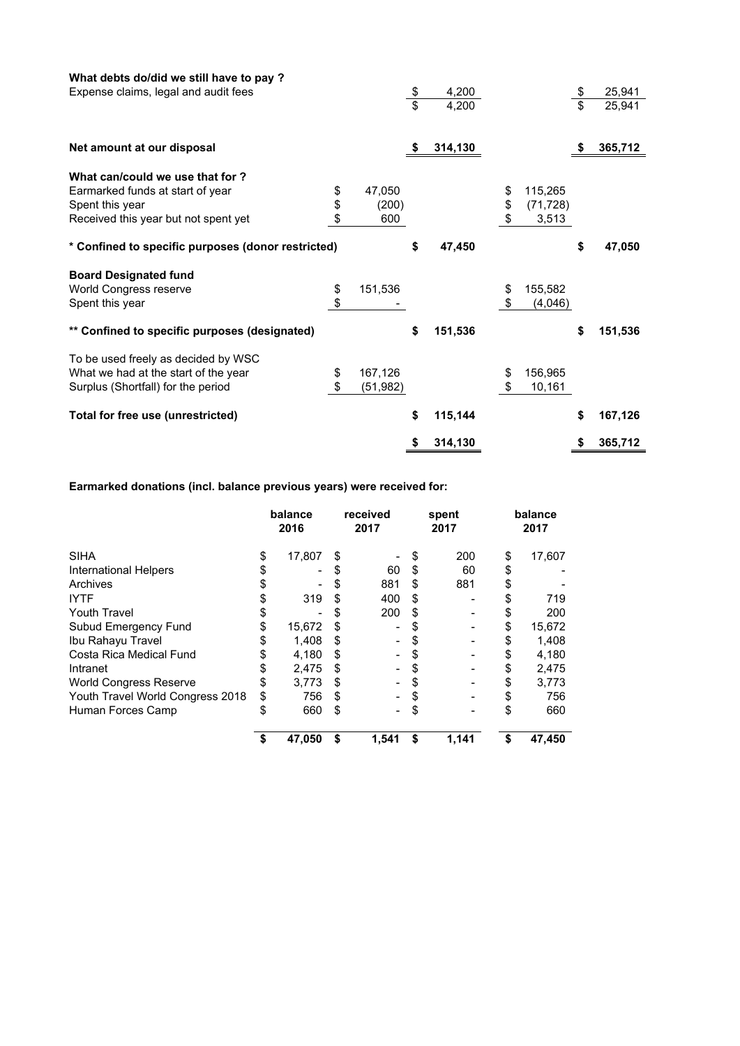| | | | | |
|---|---|---|---|---|
| **What debts do/did we still have to pay ?** | | | | |
| Expense claims, legal and audit fees | | $ 4,200 | | $ 25,941 |
| | | $ 4,200 | | $ 25,941 |
| **Net amount at our disposal** | | **$ 314,130** | | **$ 365,712** |
| **What can/could we use that for ?** | | | | |
| Earmarked funds at start of year | $ 47,050 | | $ 115,265 | |
| Spent this year | $ (200) | | $ (71,728) | |
| Received this year but not spent yet | $ 600 | | $ 3,513 | |
| **\* Confined to specific purposes (donor restricted)** | | **$ 47,450** | | **$ 47,050** |
| **Board Designated fund** | | | | |
| World Congress reserve | $ 151,536 | | $ 155,582 | |
| Spent this year | $ - | | $ (4,046) | |
| **\*\* Confined to specific purposes (designated)** | | **$ 151,536** | | **$ 151,536** |
| To be used freely as decided by WSC | | | | |
| What we had at the start of the year | $ 167,126 | | $ 156,965 | |
| Surplus (Shortfall) for the period | $ (51,982) | | $ 10,161 | |
| **Total for free use (unrestricted)** | | **$ 115,144** | | **$ 167,126** |
| | | **$ 314,130** | | **$ 365,712** |

**Earmarked donations (incl. balance previous years) were received for:**

| | balance 2016 | received 2017 | spent 2017 | balance 2017 |
|---|---|---|---|---|
| SIHA | $ 17,807 | $ - | $ 200 | $ 17,607 |
| International Helpers | $ - | $ 60 | $ 60 | $ - |
| Archives | $ - | $ 881 | $ 881 | $ - |
| IYTF | $ 319 | $ 400 | $ - | $ 719 |
| Youth Travel | $ - | $ 200 | $ - | $ 200 |
| Subud Emergency Fund | $ 15,672 | $ - | $ - | $ 15,672 |
| Ibu Rahayu Travel | $ 1,408 | $ - | $ - | $ 1,408 |
| Costa Rica Medical Fund | $ 4,180 | $ - | $ - | $ 4,180 |
| Intranet | $ 2,475 | $ - | $ - | $ 2,475 |
| World Congress Reserve | $ 3,773 | $ - | $ - | $ 3,773 |
| Youth Travel World Congress 2018 | $ 756 | $ - | $ - | $ 756 |
| Human Forces Camp | $ 660 | $ - | $ - | $ 660 |
| | **$ 47,050** | **$ 1,541** | **$ 1,141** | **$ 47,450** |